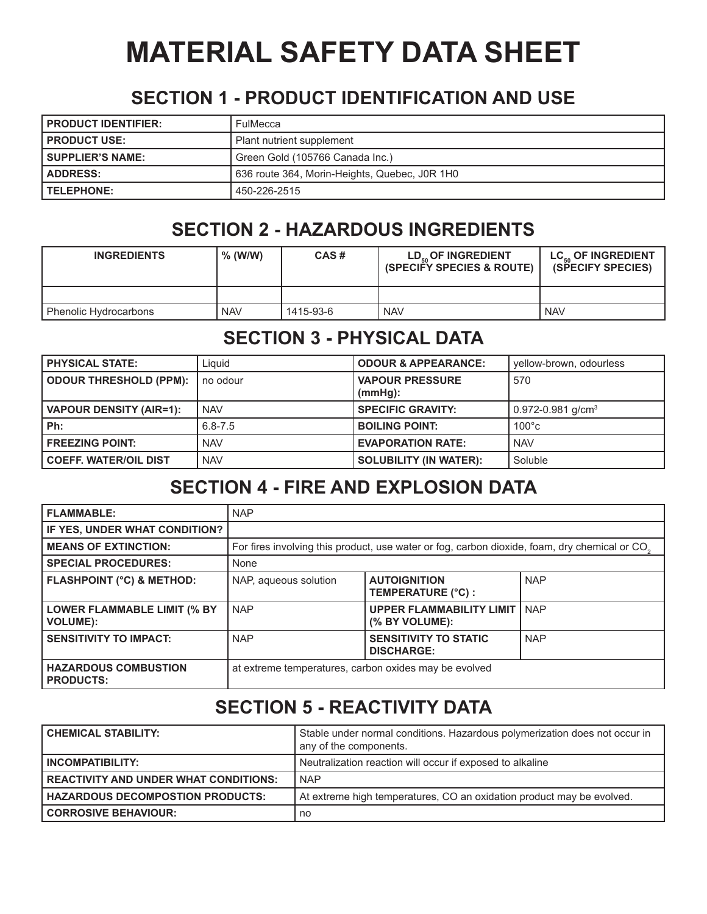# MATERIAL SAFETY DATA SHEET

## SECTION 1 - PRODUCT IDENTIFICATION AND USE

| | |
|---|---|
| **PRODUCT IDENTIFIER:** | FulMecca |
| **PRODUCT USE:** | Plant nutrient supplement |
| **SUPPLIER'S NAME:** | Green Gold (105766 Canada Inc.) |
| **ADDRESS:** | 636 route 364, Morin-Heights, Quebec, J0R 1H0 |
| **TELEPHONE:** | 450-226-2515 |

## SECTION 2 - HAZARDOUS INGREDIENTS

| INGREDIENTS | % (W/W) | CAS # | $LD_{50}$ OF INGREDIENT (SPECIFY SPECIES & ROUTE) | $LC_{50}$ OF INGREDIENT (SPECIFY SPECIES) |
|---|---|---|---|---|
| | | | | |
| Phenolic Hydrocarbons | NAV | 1415-93-6 | NAV | NAV |

## SECTION 3 - PHYSICAL DATA

| | | | |
|---|---|---|---|
| **PHYSICAL STATE:** | Liquid | **ODOUR & APPEARANCE:** | yellow-brown, odourless |
| **ODOUR THRESHOLD (PPM):** | no odour | **VAPOUR PRESSURE (mmHg):** | 570 |
| **VAPOUR DENSITY (AIR=1):** | NAV | **SPECIFIC GRAVITY:** | 0.972-0.981 g/cm$^3$ |
| **Ph:** | 6.8-7.5 | **BOILING POINT:** | 100°c |
| **FREEZING POINT:** | NAV | **EVAPORATION RATE:** | NAV |
| **COEFF. WATER/OIL DIST** | NAV | **SOLUBILITY (IN WATER):** | Soluble |

## SECTION 4 - FIRE AND EXPLOSION DATA

| | | | |
|---|---|---|---|
| **FLAMMABLE:** | NAP | | |
| **IF YES, UNDER WHAT CONDITION?** | | | |
| **MEANS OF EXTINCTION:** | For fires involving this product, use water or fog, carbon dioxide, foam, dry chemical or $CO_2$ | | |
| **SPECIAL PROCEDURES:** | None | | |
| **FLASHPOINT (°C) & METHOD:** | NAP, aqueous solution | **AUTOIGNITION TEMPERATURE (°C) :** | NAP |
| **LOWER FLAMMABLE LIMIT (% BY VOLUME):** | NAP | **UPPER FLAMMABILITY LIMIT (% BY VOLUME):** | NAP |
| **SENSITIVITY TO IMPACT:** | NAP | **SENSITIVITY TO STATIC DISCHARGE:** | NAP |
| **HAZARDOUS COMBUSTION PRODUCTS:** | at extreme temperatures, carbon oxides may be evolved | | |

## SECTION 5 - REACTIVITY DATA

| | |
|---|---|
| **CHEMICAL STABILITY:** | Stable under normal conditions. Hazardous polymerization does not occur in any of the components. |
| **INCOMPATIBILITY:** | Neutralization reaction will occur if exposed to alkaline |
| **REACTIVITY AND UNDER WHAT CONDITIONS:** | NAP |
| **HAZARDOUS DECOMPOSTION PRODUCTS:** | At extreme high temperatures, CO an oxidation product may be evolved. |
| **CORROSIVE BEHAVIOUR:** | no |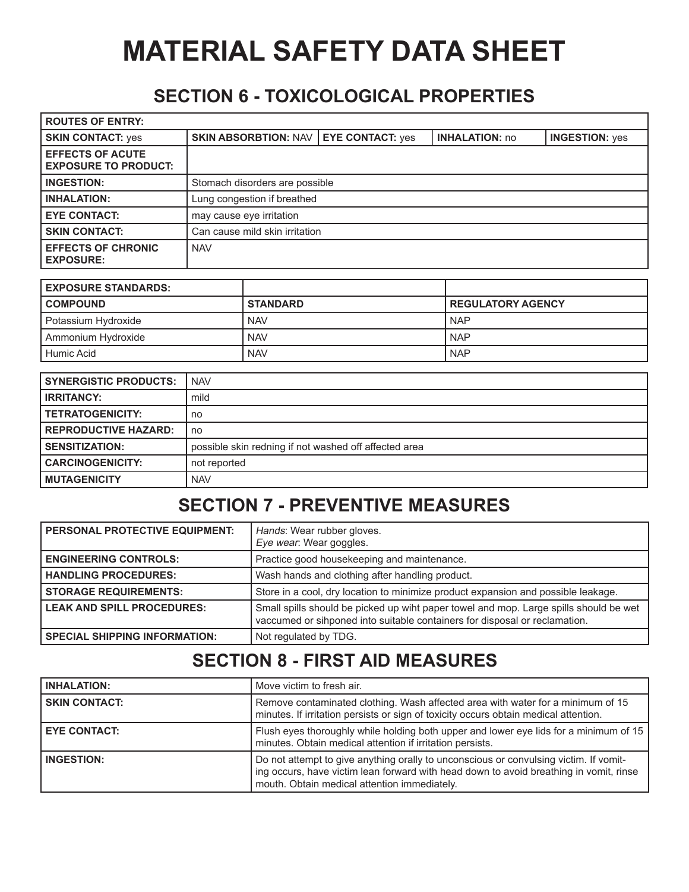# MATERIAL SAFETY DATA SHEET

## SECTION 6 - TOXICOLOGICAL PROPERTIES

| ROUTES OF ENTRY: | | | | |
|---|---|---|---|---|
| **SKIN CONTACT:** yes | **SKIN ABSORBTION:** NAV | **EYE CONTACT:** yes | **INHALATION:** no | **INGESTION:** yes |
| **EFFECTS OF ACUTE EXPOSURE TO PRODUCT:** | | | | |
| **INGESTION:** | Stomach disorders are possible | | | |
| **INHALATION:** | Lung congestion if breathed | | | |
| **EYE CONTACT:** | may cause eye irritation | | | |
| **SKIN CONTACT:** | Can cause mild skin irritation | | | |
| **EFFECTS OF CHRONIC EXPOSURE:** | NAV | | | |

| EXPOSURE STANDARDS: | | |
|---|---|---|
| **COMPOUND** | **STANDARD** | **REGULATORY AGENCY** |
| Potassium Hydroxide | NAV | NAP |
| Ammonium Hydroxide | NAV | NAP |
| Humic Acid | NAV | NAP |

| | |
|---|---|
| **SYNERGISTIC PRODUCTS:** | NAV |
| **IRRITANCY:** | mild |
| **TETRATOGENICITY:** | no |
| **REPRODUCTIVE HAZARD:** | no |
| **SENSITIZATION:** | possible skin redning if not washed off affected area |
| **CARCINOGENICITY:** | not reported |
| **MUTAGENICITY** | NAV |

## SECTION 7 - PREVENTIVE MEASURES

| | |
|---|---|
| **PERSONAL PROTECTIVE EQUIPMENT:** | *Hands*: Wear rubber gloves.<br>*Eye wear*: Wear goggles. |
| **ENGINEERING CONTROLS:** | Practice good housekeeping and maintenance. |
| **HANDLING PROCEDURES:** | Wash hands and clothing after handling product. |
| **STORAGE REQUIREMENTS:** | Store in a cool, dry location to minimize product expansion and possible leakage. |
| **LEAK AND SPILL PROCEDURES:** | Small spills should be picked up wiht paper towel and mop. Large spills should be wet vaccumed or sihponed into suitable containers for disposal or reclamation. |
| **SPECIAL SHIPPING INFORMATION:** | Not regulated by TDG. |

## SECTION 8 - FIRST AID MEASURES

| | |
|---|---|
| **INHALATION:** | Move victim to fresh air. |
| **SKIN CONTACT:** | Remove contaminated clothing. Wash affected area with water for a minimum of 15 minutes. If irritation persists or sign of toxicity occurs obtain medical attention. |
| **EYE CONTACT:** | Flush eyes thoroughly while holding both upper and lower eye lids for a minimum of 15 minutes. Obtain medical attention if irritation persists. |
| **INGESTION:** | Do not attempt to give anything orally to unconscious or convulsing victim. If vomiting occurs, have victim lean forward with head down to avoid breathing in vomit, rinse mouth. Obtain medical attention immediately. |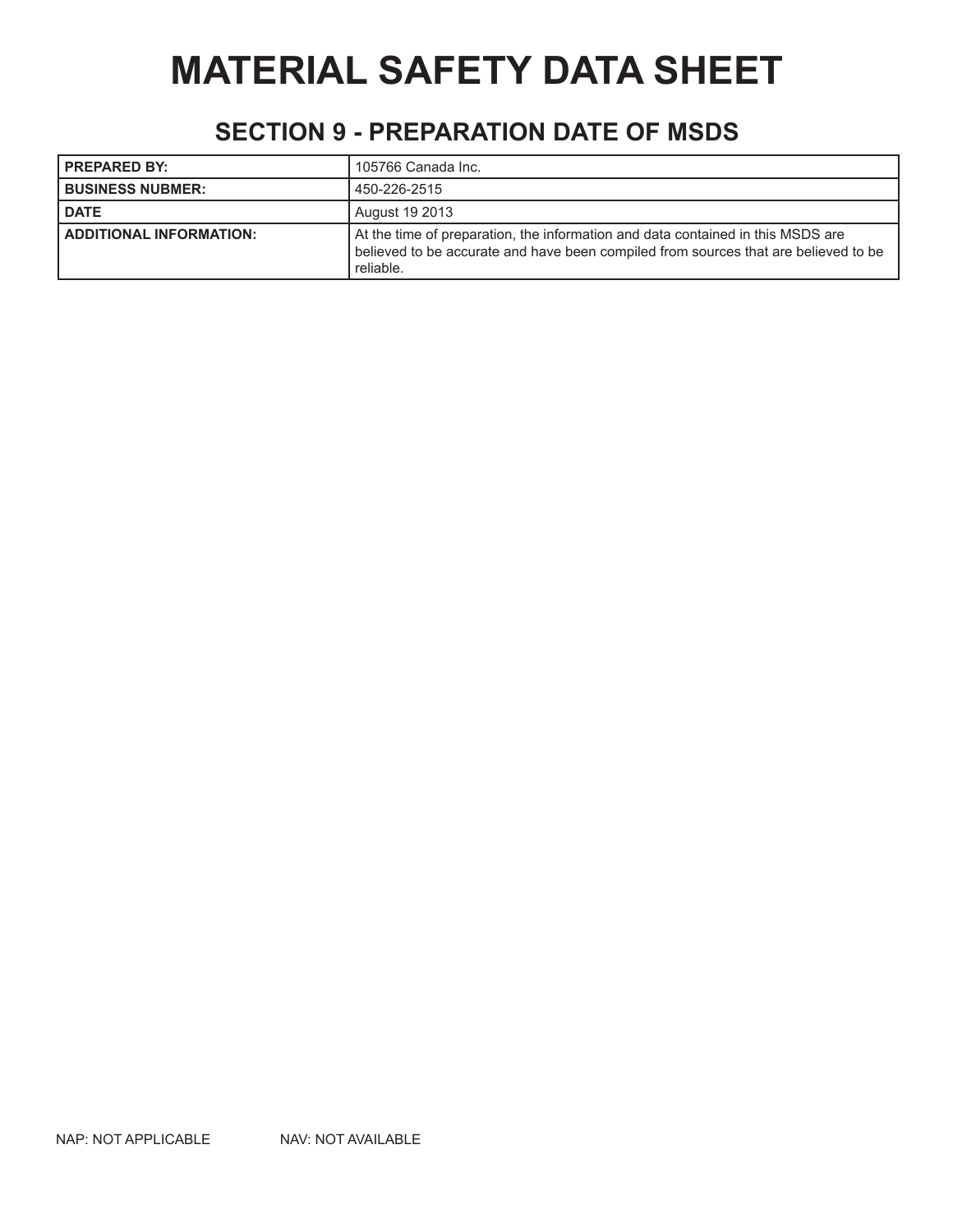# MATERIAL SAFETY DATA SHEET

## SECTION 9 - PREPARATION DATE OF MSDS

| | |
|---|---|
| **PREPARED BY:** | 105766 Canada Inc. |
| **BUSINESS NUBMER:** | 450-226-2515 |
| **DATE** | August 19 2013 |
| **ADDITIONAL INFORMATION:** | At the time of preparation, the information and data contained in this MSDS are believed to be accurate and have been compiled from sources that are believed to be reliable. |

NAP: NOT APPLICABLE NAV: NOT AVAILABLE